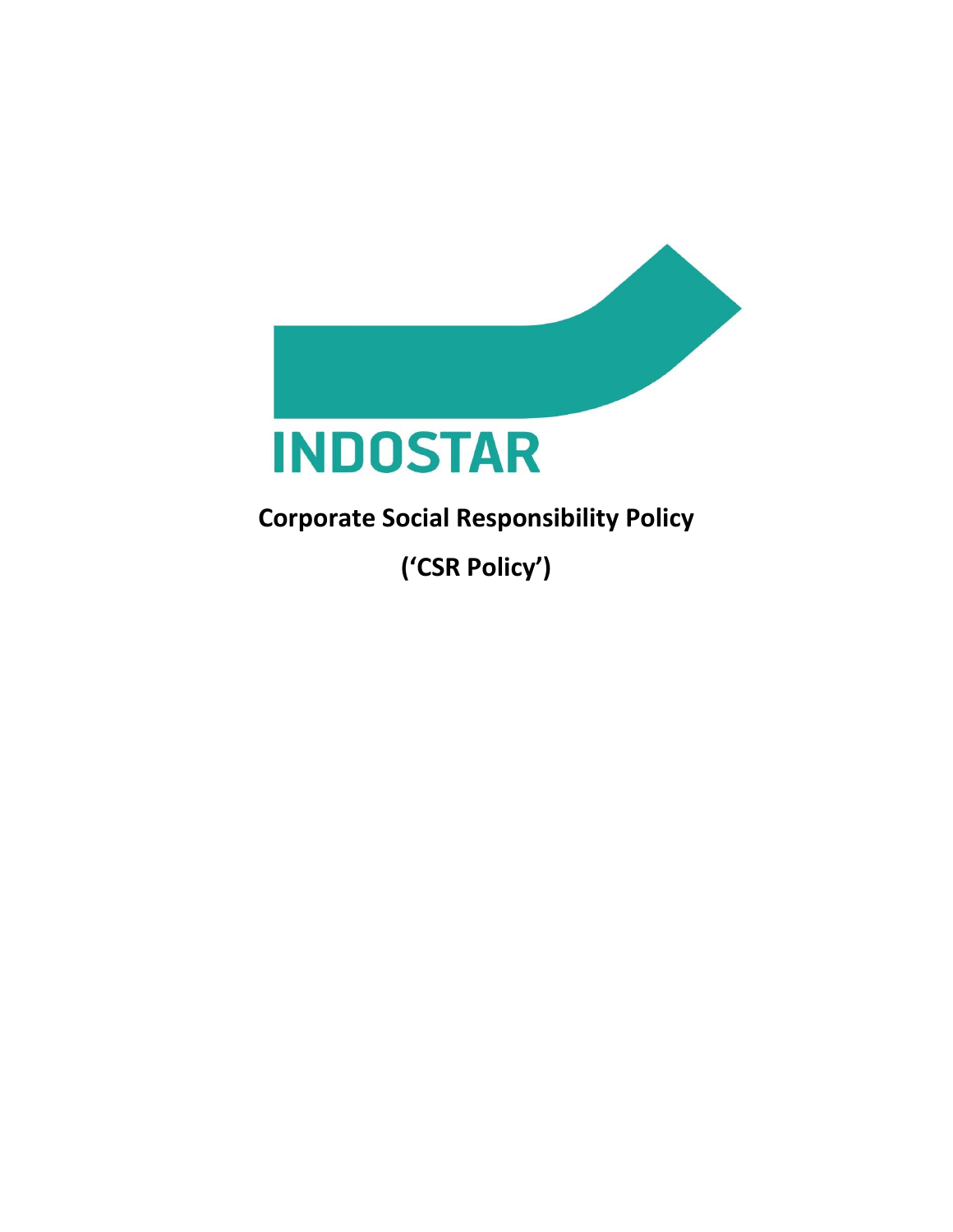INDOSTAR

# Corporate Social Responsibility Policy

# ('CSR Policy')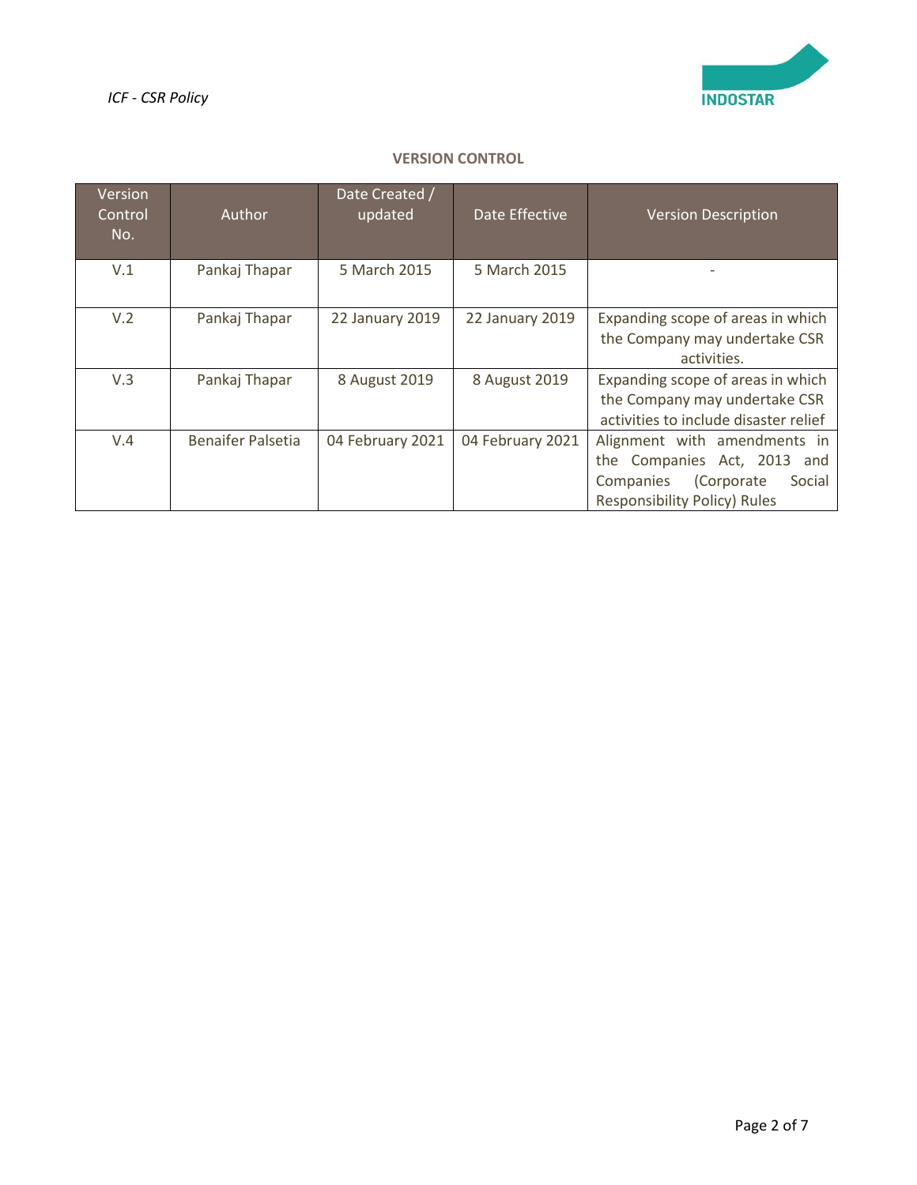## VERSION CONTROL

| Version Control No. | Author | Date Created / updated | Date Effective | Version Description |
|---|---|---|---|---|
| V.1 | Pankaj Thapar | 5 March 2015 | 5 March 2015 | - |
| V.2 | Pankaj Thapar | 22 January 2019 | 22 January 2019 | Expanding scope of areas in which the Company may undertake CSR activities. |
| V.3 | Pankaj Thapar | 8 August 2019 | 8 August 2019 | Expanding scope of areas in which the Company may undertake CSR activities to include disaster relief |
| V.4 | Benaifer Palsetia | 04 February 2021 | 04 February 2021 | Alignment with amendments in the Companies Act, 2013 and Companies (Corporate Social Responsibility Policy) Rules |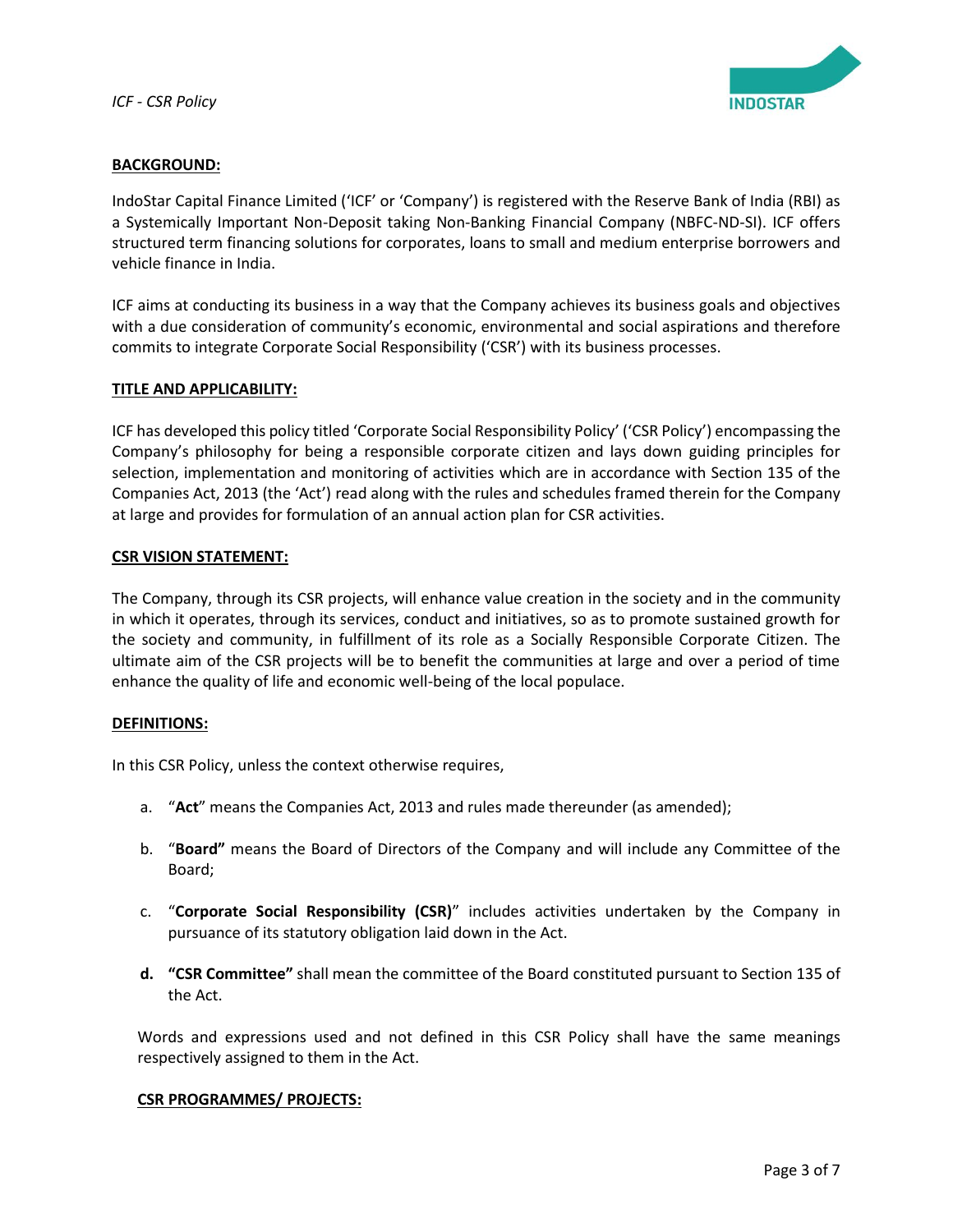## BACKGROUND:

IndoStar Capital Finance Limited ('ICF' or 'Company') is registered with the Reserve Bank of India (RBI) as a Systemically Important Non-Deposit taking Non-Banking Financial Company (NBFC-ND-SI). ICF offers structured term financing solutions for corporates, loans to small and medium enterprise borrowers and vehicle finance in India.

ICF aims at conducting its business in a way that the Company achieves its business goals and objectives with a due consideration of community's economic, environmental and social aspirations and therefore commits to integrate Corporate Social Responsibility ('CSR') with its business processes.

## TITLE AND APPLICABILITY:

ICF has developed this policy titled 'Corporate Social Responsibility Policy' ('CSR Policy') encompassing the Company's philosophy for being a responsible corporate citizen and lays down guiding principles for selection, implementation and monitoring of activities which are in accordance with Section 135 of the Companies Act, 2013 (the 'Act') read along with the rules and schedules framed therein for the Company at large and provides for formulation of an annual action plan for CSR activities.

## CSR VISION STATEMENT:

The Company, through its CSR projects, will enhance value creation in the society and in the community in which it operates, through its services, conduct and initiatives, so as to promote sustained growth for the society and community, in fulfillment of its role as a Socially Responsible Corporate Citizen. The ultimate aim of the CSR projects will be to benefit the communities at large and over a period of time enhance the quality of life and economic well-being of the local populace.

## DEFINITIONS:

In this CSR Policy, unless the context otherwise requires,

a. "**Act**" means the Companies Act, 2013 and rules made thereunder (as amended);

b. "**Board"** means the Board of Directors of the Company and will include any Committee of the Board;

c. "**Corporate Social Responsibility (CSR)**" includes activities undertaken by the Company in pursuance of its statutory obligation laid down in the Act.

**d. "CSR Committee"** shall mean the committee of the Board constituted pursuant to Section 135 of the Act.

Words and expressions used and not defined in this CSR Policy shall have the same meanings respectively assigned to them in the Act.

## CSR PROGRAMMES/ PROJECTS: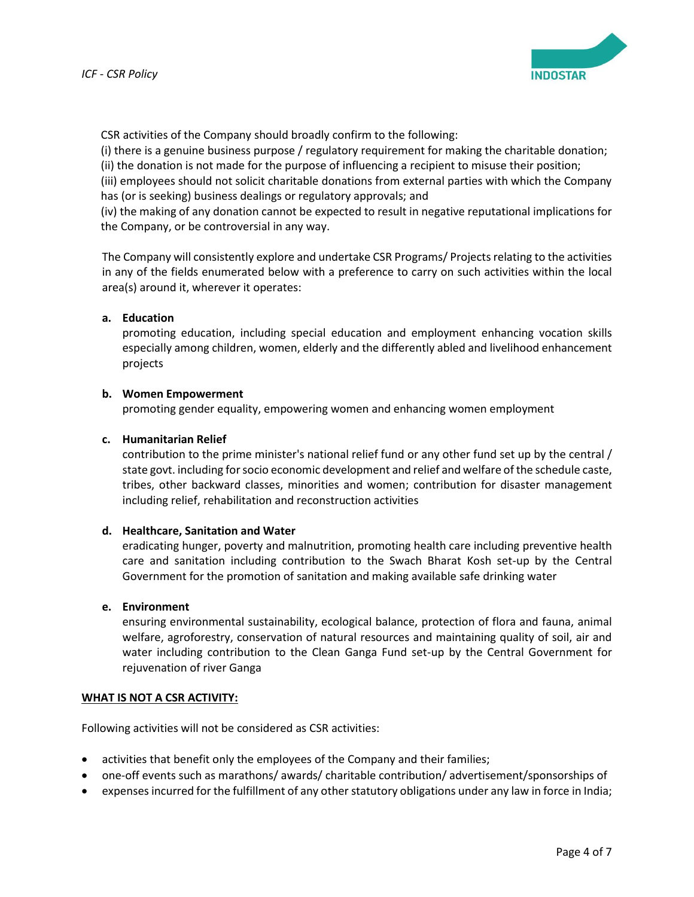CSR activities of the Company should broadly confirm to the following:
(i) there is a genuine business purpose / regulatory requirement for making the charitable donation;
(ii) the donation is not made for the purpose of influencing a recipient to misuse their position;
(iii) employees should not solicit charitable donations from external parties with which the Company has (or is seeking) business dealings or regulatory approvals; and
(iv) the making of any donation cannot be expected to result in negative reputational implications for the Company, or be controversial in any way.

The Company will consistently explore and undertake CSR Programs/ Projects relating to the activities in any of the fields enumerated below with a preference to carry on such activities within the local area(s) around it, wherever it operates:

a. **Education**
   promoting education, including special education and employment enhancing vocation skills especially among children, women, elderly and the differently abled and livelihood enhancement projects

b. **Women Empowerment**
   promoting gender equality, empowering women and enhancing women employment

c. **Humanitarian Relief**
   contribution to the prime minister's national relief fund or any other fund set up by the central / state govt. including for socio economic development and relief and welfare of the schedule caste, tribes, other backward classes, minorities and women; contribution for disaster management including relief, rehabilitation and reconstruction activities

d. **Healthcare, Sanitation and Water**
   eradicating hunger, poverty and malnutrition, promoting health care including preventive health care and sanitation including contribution to the Swach Bharat Kosh set-up by the Central Government for the promotion of sanitation and making available safe drinking water

e. **Environment**
   ensuring environmental sustainability, ecological balance, protection of flora and fauna, animal welfare, agroforestry, conservation of natural resources and maintaining quality of soil, air and water including contribution to the Clean Ganga Fund set-up by the Central Government for rejuvenation of river Ganga

**WHAT IS NOT A CSR ACTIVITY:**

Following activities will not be considered as CSR activities:

- activities that benefit only the employees of the Company and their families;
- one-off events such as marathons/ awards/ charitable contribution/ advertisement/sponsorships of
- expenses incurred for the fulfillment of any other statutory obligations under any law in force in India;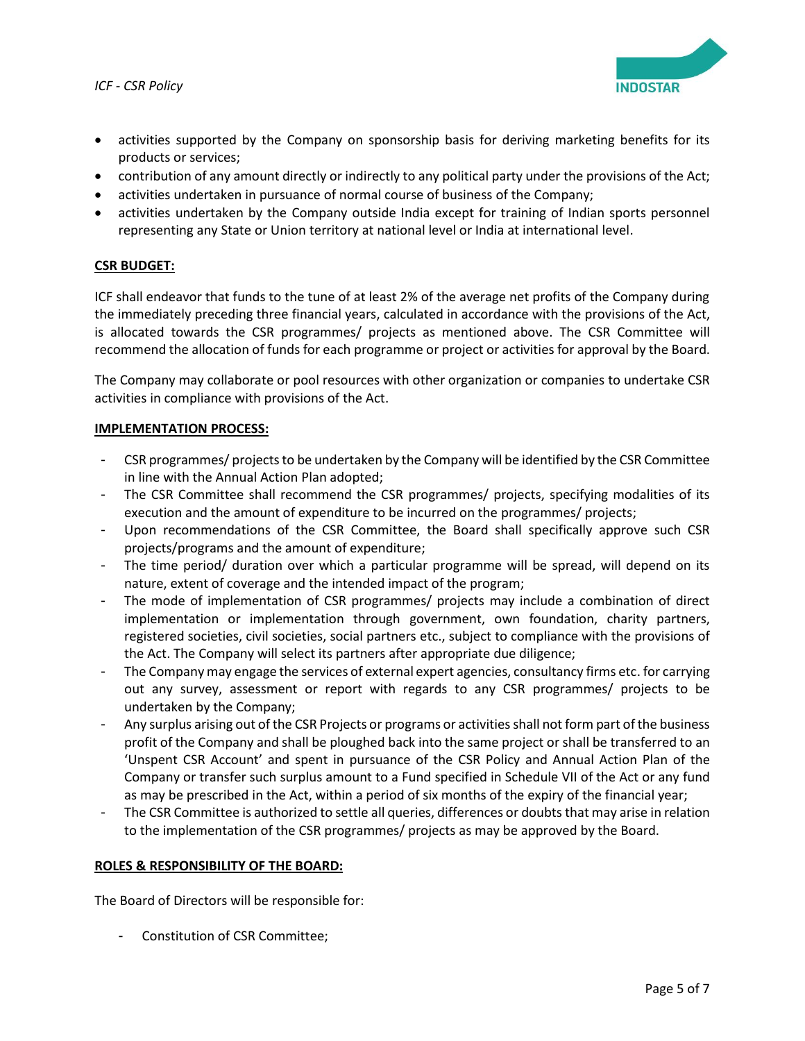- activities supported by the Company on sponsorship basis for deriving marketing benefits for its products or services;
- contribution of any amount directly or indirectly to any political party under the provisions of the Act;
- activities undertaken in pursuance of normal course of business of the Company;
- activities undertaken by the Company outside India except for training of Indian sports personnel representing any State or Union territory at national level or India at international level.

**CSR BUDGET:**

ICF shall endeavor that funds to the tune of at least 2% of the average net profits of the Company during the immediately preceding three financial years, calculated in accordance with the provisions of the Act, is allocated towards the CSR programmes/ projects as mentioned above. The CSR Committee will recommend the allocation of funds for each programme or project or activities for approval by the Board.

The Company may collaborate or pool resources with other organization or companies to undertake CSR activities in compliance with provisions of the Act.

**IMPLEMENTATION PROCESS:**

- CSR programmes/ projects to be undertaken by the Company will be identified by the CSR Committee in line with the Annual Action Plan adopted;
- The CSR Committee shall recommend the CSR programmes/ projects, specifying modalities of its execution and the amount of expenditure to be incurred on the programmes/ projects;
- Upon recommendations of the CSR Committee, the Board shall specifically approve such CSR projects/programs and the amount of expenditure;
- The time period/ duration over which a particular programme will be spread, will depend on its nature, extent of coverage and the intended impact of the program;
- The mode of implementation of CSR programmes/ projects may include a combination of direct implementation or implementation through government, own foundation, charity partners, registered societies, civil societies, social partners etc., subject to compliance with the provisions of the Act. The Company will select its partners after appropriate due diligence;
- The Company may engage the services of external expert agencies, consultancy firms etc. for carrying out any survey, assessment or report with regards to any CSR programmes/ projects to be undertaken by the Company;
- Any surplus arising out of the CSR Projects or programs or activities shall not form part of the business profit of the Company and shall be ploughed back into the same project or shall be transferred to an 'Unspent CSR Account' and spent in pursuance of the CSR Policy and Annual Action Plan of the Company or transfer such surplus amount to a Fund specified in Schedule VII of the Act or any fund as may be prescribed in the Act, within a period of six months of the expiry of the financial year;
- The CSR Committee is authorized to settle all queries, differences or doubts that may arise in relation to the implementation of the CSR programmes/ projects as may be approved by the Board.

**ROLES & RESPONSIBILITY OF THE BOARD:**

The Board of Directors will be responsible for:

- Constitution of CSR Committee;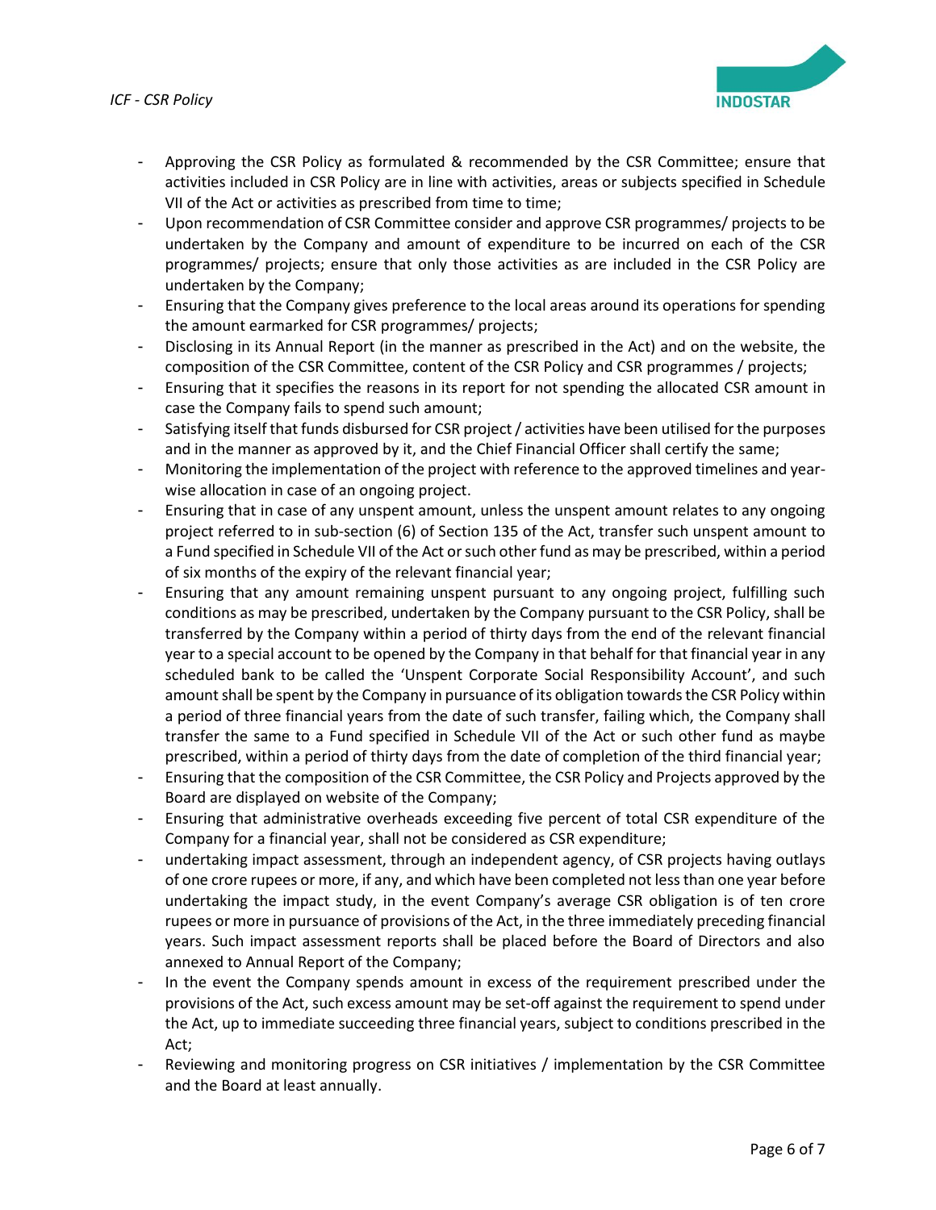- Approving the CSR Policy as formulated & recommended by the CSR Committee; ensure that activities included in CSR Policy are in line with activities, areas or subjects specified in Schedule VII of the Act or activities as prescribed from time to time;
- Upon recommendation of CSR Committee consider and approve CSR programmes/ projects to be undertaken by the Company and amount of expenditure to be incurred on each of the CSR programmes/ projects; ensure that only those activities as are included in the CSR Policy are undertaken by the Company;
- Ensuring that the Company gives preference to the local areas around its operations for spending the amount earmarked for CSR programmes/ projects;
- Disclosing in its Annual Report (in the manner as prescribed in the Act) and on the website, the composition of the CSR Committee, content of the CSR Policy and CSR programmes / projects;
- Ensuring that it specifies the reasons in its report for not spending the allocated CSR amount in case the Company fails to spend such amount;
- Satisfying itself that funds disbursed for CSR project / activities have been utilised for the purposes and in the manner as approved by it, and the Chief Financial Officer shall certify the same;
- Monitoring the implementation of the project with reference to the approved timelines and year-wise allocation in case of an ongoing project.
- Ensuring that in case of any unspent amount, unless the unspent amount relates to any ongoing project referred to in sub-section (6) of Section 135 of the Act, transfer such unspent amount to a Fund specified in Schedule VII of the Act or such other fund as may be prescribed, within a period of six months of the expiry of the relevant financial year;
- Ensuring that any amount remaining unspent pursuant to any ongoing project, fulfilling such conditions as may be prescribed, undertaken by the Company pursuant to the CSR Policy, shall be transferred by the Company within a period of thirty days from the end of the relevant financial year to a special account to be opened by the Company in that behalf for that financial year in any scheduled bank to be called the 'Unspent Corporate Social Responsibility Account', and such amount shall be spent by the Company in pursuance of its obligation towards the CSR Policy within a period of three financial years from the date of such transfer, failing which, the Company shall transfer the same to a Fund specified in Schedule VII of the Act or such other fund as maybe prescribed, within a period of thirty days from the date of completion of the third financial year;
- Ensuring that the composition of the CSR Committee, the CSR Policy and Projects approved by the Board are displayed on website of the Company;
- Ensuring that administrative overheads exceeding five percent of total CSR expenditure of the Company for a financial year, shall not be considered as CSR expenditure;
- undertaking impact assessment, through an independent agency, of CSR projects having outlays of one crore rupees or more, if any, and which have been completed not less than one year before undertaking the impact study, in the event Company's average CSR obligation is of ten crore rupees or more in pursuance of provisions of the Act, in the three immediately preceding financial years. Such impact assessment reports shall be placed before the Board of Directors and also annexed to Annual Report of the Company;
- In the event the Company spends amount in excess of the requirement prescribed under the provisions of the Act, such excess amount may be set-off against the requirement to spend under the Act, up to immediate succeeding three financial years, subject to conditions prescribed in the Act;
- Reviewing and monitoring progress on CSR initiatives / implementation by the CSR Committee and the Board at least annually.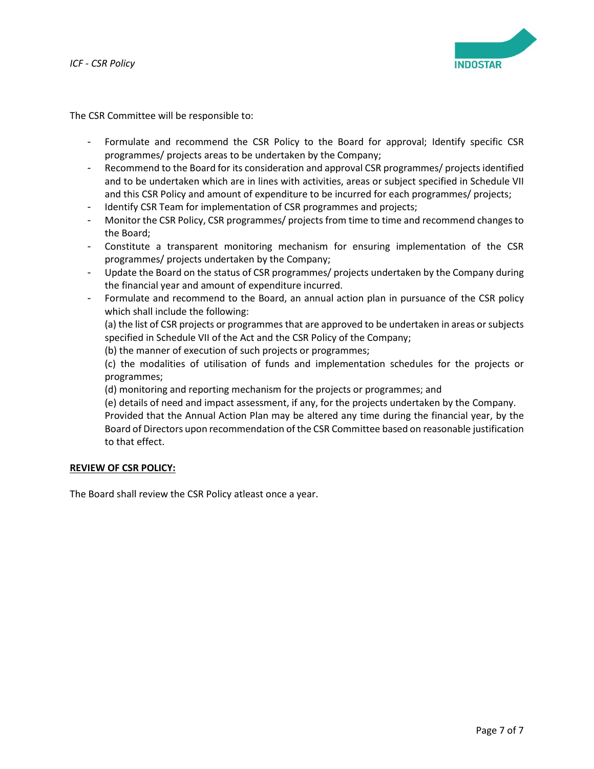The CSR Committee will be responsible to:

- Formulate and recommend the CSR Policy to the Board for approval; Identify specific CSR programmes/ projects areas to be undertaken by the Company;
- Recommend to the Board for its consideration and approval CSR programmes/ projects identified and to be undertaken which are in lines with activities, areas or subject specified in Schedule VII and this CSR Policy and amount of expenditure to be incurred for each programmes/ projects;
- Identify CSR Team for implementation of CSR programmes and projects;
- Monitor the CSR Policy, CSR programmes/ projects from time to time and recommend changes to the Board;
- Constitute a transparent monitoring mechanism for ensuring implementation of the CSR programmes/ projects undertaken by the Company;
- Update the Board on the status of CSR programmes/ projects undertaken by the Company during the financial year and amount of expenditure incurred.
- Formulate and recommend to the Board, an annual action plan in pursuance of the CSR policy which shall include the following:

  (a) the list of CSR projects or programmes that are approved to be undertaken in areas or subjects specified in Schedule VII of the Act and the CSR Policy of the Company;

  (b) the manner of execution of such projects or programmes;

  (c) the modalities of utilisation of funds and implementation schedules for the projects or programmes;

  (d) monitoring and reporting mechanism for the projects or programmes; and

  (e) details of need and impact assessment, if any, for the projects undertaken by the Company.

  Provided that the Annual Action Plan may be altered any time during the financial year, by the Board of Directors upon recommendation of the CSR Committee based on reasonable justification to that effect.

**REVIEW OF CSR POLICY:**

The Board shall review the CSR Policy atleast once a year.